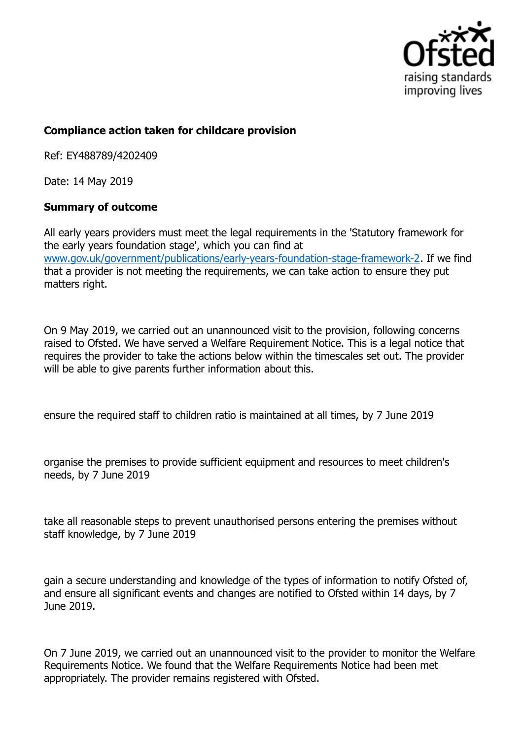**Compliance action taken for childcare provision**

Ref: EY488789/4202409

Date: 14 May 2019

**Summary of outcome**

All early years providers must meet the legal requirements in the 'Statutory framework for the early years foundation stage', which you can find at [www.gov.uk/government/publications/early-years-foundation-stage-framework-2](www.gov.uk/government/publications/early-years-foundation-stage-framework-2). If we find that a provider is not meeting the requirements, we can take action to ensure they put matters right.

On 9 May 2019, we carried out an unannounced visit to the provision, following concerns raised to Ofsted. We have served a Welfare Requirement Notice. This is a legal notice that requires the provider to take the actions below within the timescales set out. The provider will be able to give parents further information about this.

ensure the required staff to children ratio is maintained at all times, by 7 June 2019

organise the premises to provide sufficient equipment and resources to meet children's needs, by 7 June 2019

take all reasonable steps to prevent unauthorised persons entering the premises without staff knowledge, by 7 June 2019

gain a secure understanding and knowledge of the types of information to notify Ofsted of, and ensure all significant events and changes are notified to Ofsted within 14 days, by 7 June 2019.

On 7 June 2019, we carried out an unannounced visit to the provider to monitor the Welfare Requirements Notice. We found that the Welfare Requirements Notice had been met appropriately. The provider remains registered with Ofsted.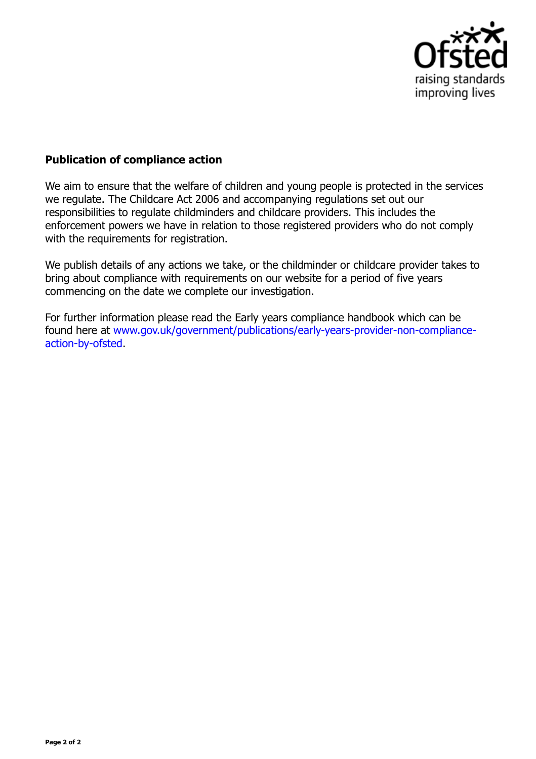### Publication of compliance action

We aim to ensure that the welfare of children and young people is protected in the services we regulate. The Childcare Act 2006 and accompanying regulations set out our responsibilities to regulate childminders and childcare providers. This includes the enforcement powers we have in relation to those registered providers who do not comply with the requirements for registration.

We publish details of any actions we take, or the childminder or childcare provider takes to bring about compliance with requirements on our website for a period of five years commencing on the date we complete our investigation.

For further information please read the Early years compliance handbook which can be found here at www.gov.uk/government/publications/early-years-provider-non-compliance-action-by-ofsted.